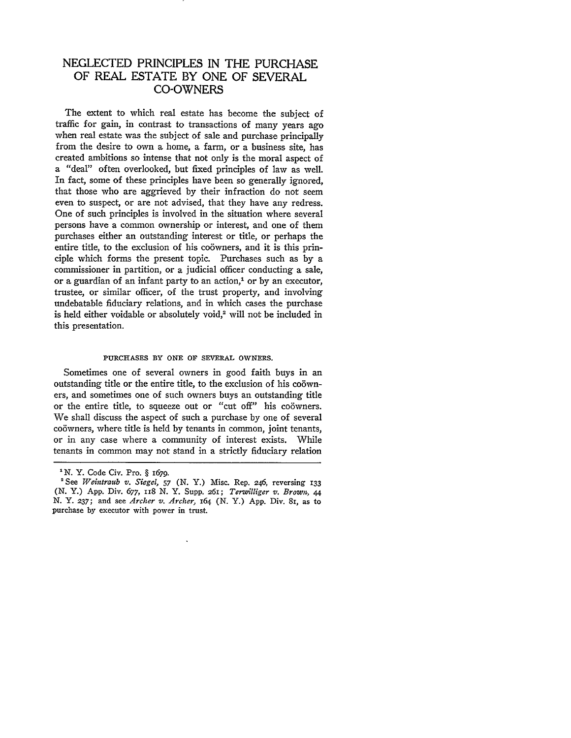# NEGLECTED PRINCIPLES IN THE PURCHASE OF REAL ESTATE BY ONE OF SEVERAL CO-OWNERS

The extent to which real estate has become the subject of traffic for gain, in contrast to transactions of many years ago when real estate was the subject of sale and purchase principally from the desire to own a home, a farm, or a business site, has created ambitions so intense that not only is the moral aspect of a "deal" often overlooked, but fixed principles of law as well. In fact, some of these principles have been so generally ignored, that those who are aggrieved by their infraction do not seem even to suspect, or are not advised, that they have any redress. One of such principles is involved in the situation where several persons have a common ownership or interest, and one of them purchases either an outstanding interest or title, or perhaps the entire title, to the exclusion of his coöwners, and it is this principle which forms the present topic. Purchases such as by a commissioner in partition, or a judicial officer conducting a sale, or a guardian of an infant party to an action,[1] or by an executor, trustee, or similar officer, of the trust property, and involving undebatable fiduciary relations, and in which cases the purchase is held either voidable or absolutely void,[2] will not be included in this presentation.

## PURCHASES BY ONE OF SEVERAL OWNERS.

Sometimes one of several owners in good faith buys in an outstanding title or the entire title, to the exclusion of his coöwners, and sometimes one of such owners buys an outstanding title or the entire title, to squeeze out or "cut off" his coöwners. We shall discuss the aspect of such a purchase by one of several coöwners, where title is held by tenants in common, joint tenants, or in any case where a community of interest exists. While tenants in common may not stand in a strictly fiduciary relation

---

[1] N. Y. Code Civ. Pro. § 1679.

[2] See *Weintraub v. Siegel*, 57 (N. Y.) Misc. Rep. 246, reversing 133 (N. Y.) App. Div. 677, 118 N. Y. Supp. 261; *Terwilliger v. Brown*, 44 N. Y. 237; and see *Archer v. Archer*, 164 (N. Y.) App. Div. 81, as to purchase by executor with power in trust.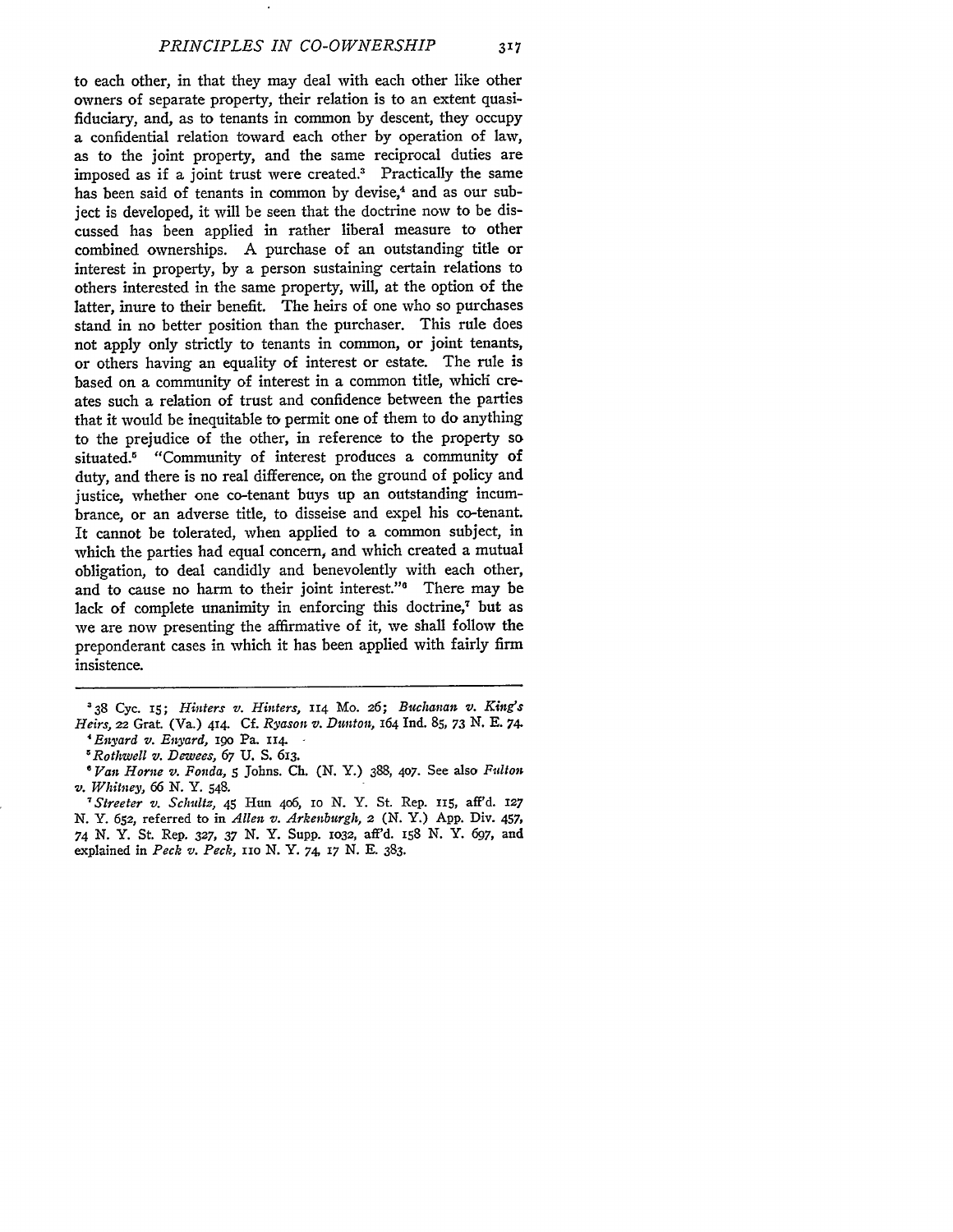to each other, in that they may deal with each other like other owners of separate property, their relation is to an extent quasi-fiduciary, and, as to tenants in common by descent, they occupy a confidential relation toward each other by operation of law, as to the joint property, and the same reciprocal duties are imposed as if a joint trust were created.[3] Practically the same has been said of tenants in common by devise,[4] and as our subject is developed, it will be seen that the doctrine now to be discussed has been applied in rather liberal measure to other combined ownerships. A purchase of an outstanding title or interest in property, by a person sustaining certain relations to others interested in the same property, will, at the option of the latter, inure to their benefit. The heirs of one who so purchases stand in no better position than the purchaser. This rule does not apply only strictly to tenants in common, or joint tenants, or others having an equality of interest or estate. The rule is based on a community of interest in a common title, which creates such a relation of trust and confidence between the parties that it would be inequitable to permit one of them to do anything to the prejudice of the other, in reference to the property so situated.[5] "Community of interest produces a community of duty, and there is no real difference, on the ground of policy and justice, whether one co-tenant buys up an outstanding incumbrance, or an adverse title, to disseise and expel his co-tenant. It cannot be tolerated, when applied to a common subject, in which the parties had equal concern, and which created a mutual obligation, to deal candidly and benevolently with each other, and to cause no harm to their joint interest."[6] There may be lack of complete unanimity in enforcing this doctrine,[7] but as we are now presenting the affirmative of it, we shall follow the preponderant cases in which it has been applied with fairly firm insistence.

---

[3] 38 Cyc. 15; *Hinters v. Hinters,* 114 Mo. 26; *Buchanan v. King's Heirs,* 22 Grat. (Va.) 414. Cf. *Ryason v. Dunton,* 164 Ind. 85, 73 N. E. 74.

[4] *Enyard v. Enyard,* 190 Pa. 114.

[5] *Rothwell v. Dewees,* 67 U. S. 613.

[6] *Van Horne v. Fonda,* 5 Johns. Ch. (N. Y.) 388, 407. See also *Fulton v. Whitney,* 66 N. Y. 548.

[7] *Streeter v. Schultz,* 45 Hun 406, 10 N. Y. St. Rep. 115, aff'd. 127 N. Y. 652, referred to in *Allen v. Arkenburgh,* 2 (N. Y.) App. Div. 457, 74 N. Y. St. Rep. 327, 37 N. Y. Supp. 1032, aff'd. 158 N. Y. 697, and explained in *Peck v. Peck,* 110 N. Y. 74, 17 N. E. 383.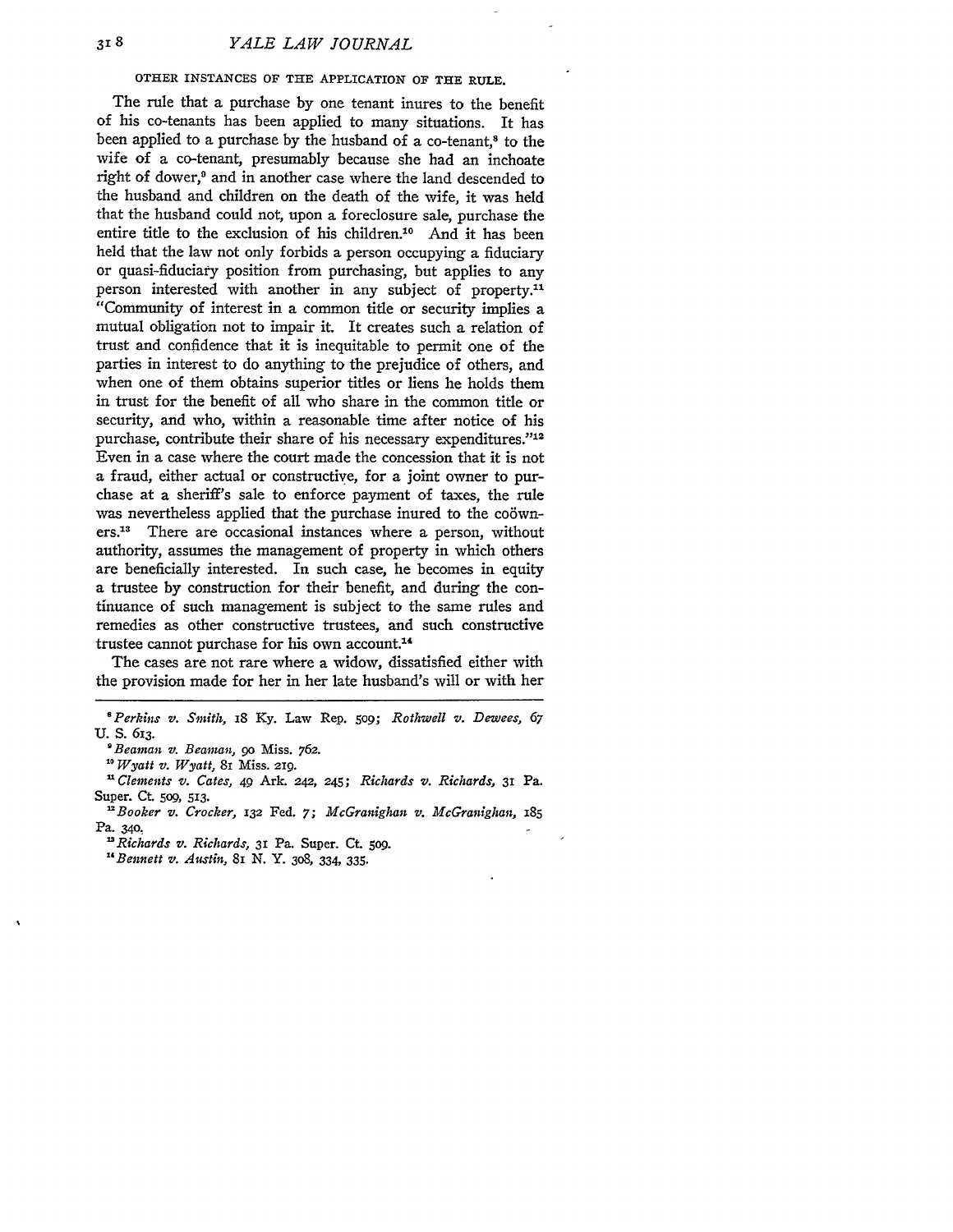### OTHER INSTANCES OF THE APPLICATION OF THE RULE.

The rule that a purchase by one tenant inures to the benefit of his co-tenants has been applied to many situations. It has been applied to a purchase by the husband of a co-tenant,[8] to the wife of a co-tenant, presumably because she had an inchoate right of dower,[9] and in another case where the land descended to the husband and children on the death of the wife, it was held that the husband could not, upon a foreclosure sale, purchase the entire title to the exclusion of his children.[10] And it has been held that the law not only forbids a person occupying a fiduciary or quasi-fiduciary position from purchasing, but applies to any person interested with another in any subject of property.[11] "Community of interest in a common title or security implies a mutual obligation not to impair it. It creates such a relation of trust and confidence that it is inequitable to permit one of the parties in interest to do anything to the prejudice of others, and when one of them obtains superior titles or liens he holds them in trust for the benefit of all who share in the common title or security, and who, within a reasonable time after notice of his purchase, contribute their share of his necessary expenditures."[12] Even in a case where the court made the concession that it is not a fraud, either actual or constructive, for a joint owner to purchase at a sheriff's sale to enforce payment of taxes, the rule was nevertheless applied that the purchase inured to the coöwners.[13] There are occasional instances where a person, without authority, assumes the management of property in which others are beneficially interested. In such case, he becomes in equity a trustee by construction for their benefit, and during the continuance of such management is subject to the same rules and remedies as other constructive trustees, and such constructive trustee cannot purchase for his own account.[14]

The cases are not rare where a widow, dissatisfied either with the provision made for her in her late husband's will or with her

---

[8] *Perkins v. Smith*, 18 Ky. Law Rep. 509; *Rothwell v. Dewees*, 67 U. S. 613.

[9] *Beaman v. Beaman*, 90 Miss. 762.

[10] *Wyatt v. Wyatt*, 81 Miss. 219.

[11] *Clements v. Cates*, 49 Ark. 242, 245; *Richards v. Richards*, 31 Pa. Super. Ct. 509, 513.

[12] *Booker v. Crocker*, 132 Fed. 7; *McGranighan v. McGranighan*, 185 Pa. 340.

[13] *Richards v. Richards*, 31 Pa. Super. Ct. 509.

[14] *Bennett v. Austin*, 81 N. Y. 308, 334, 335.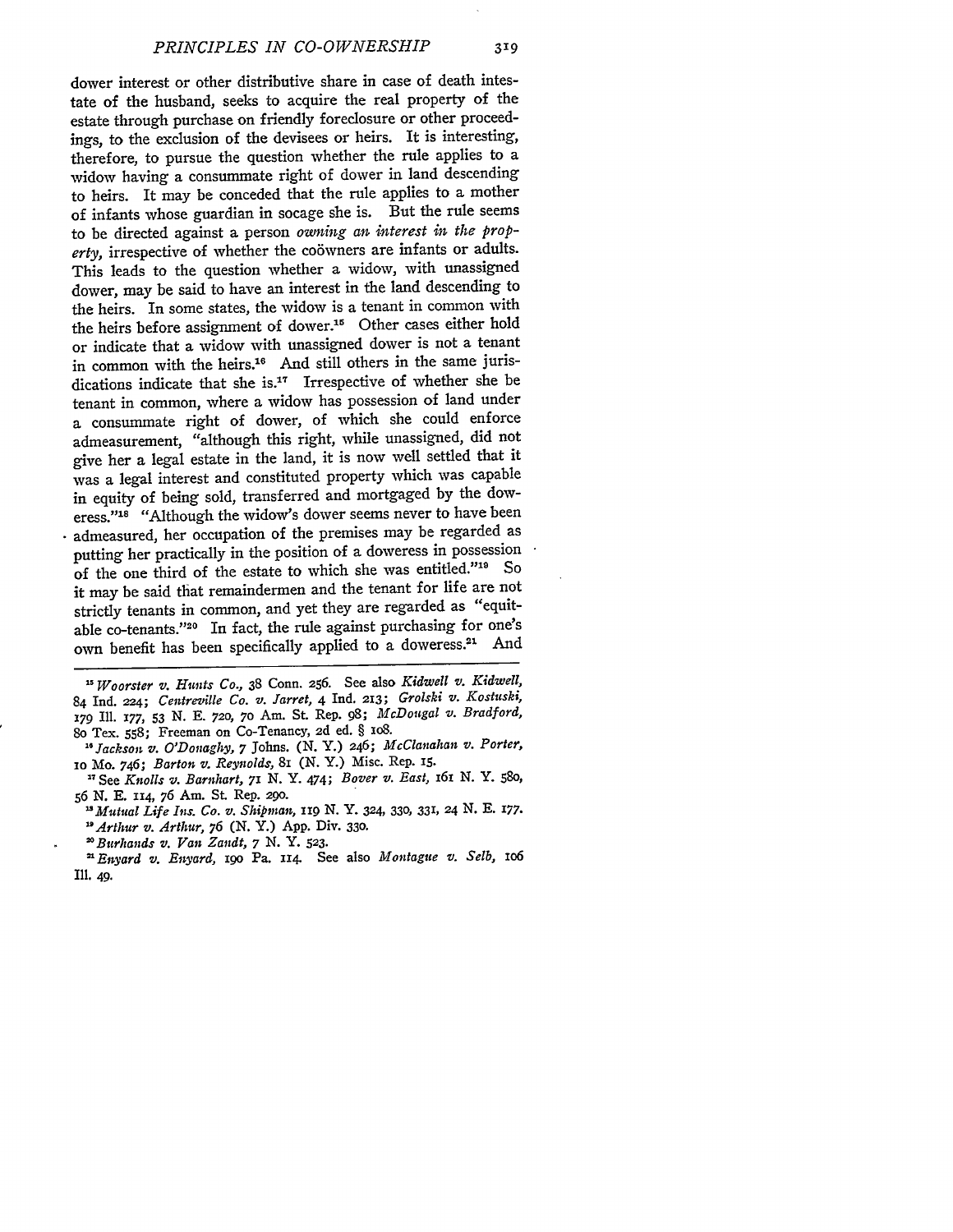dower interest or other distributive share in case of death intestate of the husband, seeks to acquire the real property of the estate through purchase on friendly foreclosure or other proceedings, to the exclusion of the devisees or heirs. It is interesting, therefore, to pursue the question whether the rule applies to a widow having a consummate right of dower in land descending to heirs. It may be conceded that the rule applies to a mother of infants whose guardian in socage she is. But the rule seems to be directed against a person *owning an interest in the property*, irrespective of whether the coöwners are infants or adults. This leads to the question whether a widow, with unassigned dower, may be said to have an interest in the land descending to the heirs. In some states, the widow is a tenant in common with the heirs before assignment of dower.[15] Other cases either hold or indicate that a widow with unassigned dower is not a tenant in common with the heirs.[16] And still others in the same jurisdictions indicate that she is.[17] Irrespective of whether she be tenant in common, where a widow has possession of land under a consummate right of dower, of which she could enforce admeasurement, "although this right, while unassigned, did not give her a legal estate in the land, it is now well settled that it was a legal interest and constituted property which was capable in equity of being sold, transferred and mortgaged by the doweress."[18] "Although the widow's dower seems never to have been admeasured, her occupation of the premises may be regarded as putting her practically in the position of a doweress in possession of the one third of the estate to which she was entitled."[19] So it may be said that remaindermen and the tenant for life are not strictly tenants in common, and yet they are regarded as "equitable co-tenants."[20] In fact, the rule against purchasing for one's own benefit has been specifically applied to a doweress.[21] And

---

[15] *Woorster v. Hunts Co.*, 38 Conn. 256. See also *Kidwell v. Kidwell*, 84 Ind. 224; *Centreville Co. v. Jarret*, 4 Ind. 213; *Grolski v. Kostuski*, 179 Ill. 177, 53 N. E. 720, 70 Am. St. Rep. 98; *McDougal v. Bradford*, 80 Tex. 558; Freeman on Co-Tenancy, 2d ed. § 108.

[16] *Jackson v. O'Donaghy*, 7 Johns. (N. Y.) 246; *McClanahan v. Porter*, 10 Mo. 746; *Barton v. Reynolds*, 81 (N. Y.) Misc. Rep. 15.

[17] See *Knolls v. Barnhart*, 71 N. Y. 474; *Bover v. East*, 161 N. Y. 580, 56 N. E. 114, 76 Am. St. Rep. 290.

[18] *Mutual Life Ins. Co. v. Shipman*, 119 N. Y. 324, 330, 331, 24 N. E. 177.

[19] *Arthur v. Arthur*, 76 (N. Y.) App. Div. 330.

[20] *Burhands v. Van Zandt*, 7 N. Y. 523.

[21] *Enyard v. Enyard*, 190 Pa. 114. See also *Montague v. Selb*, 106 Ill. 49.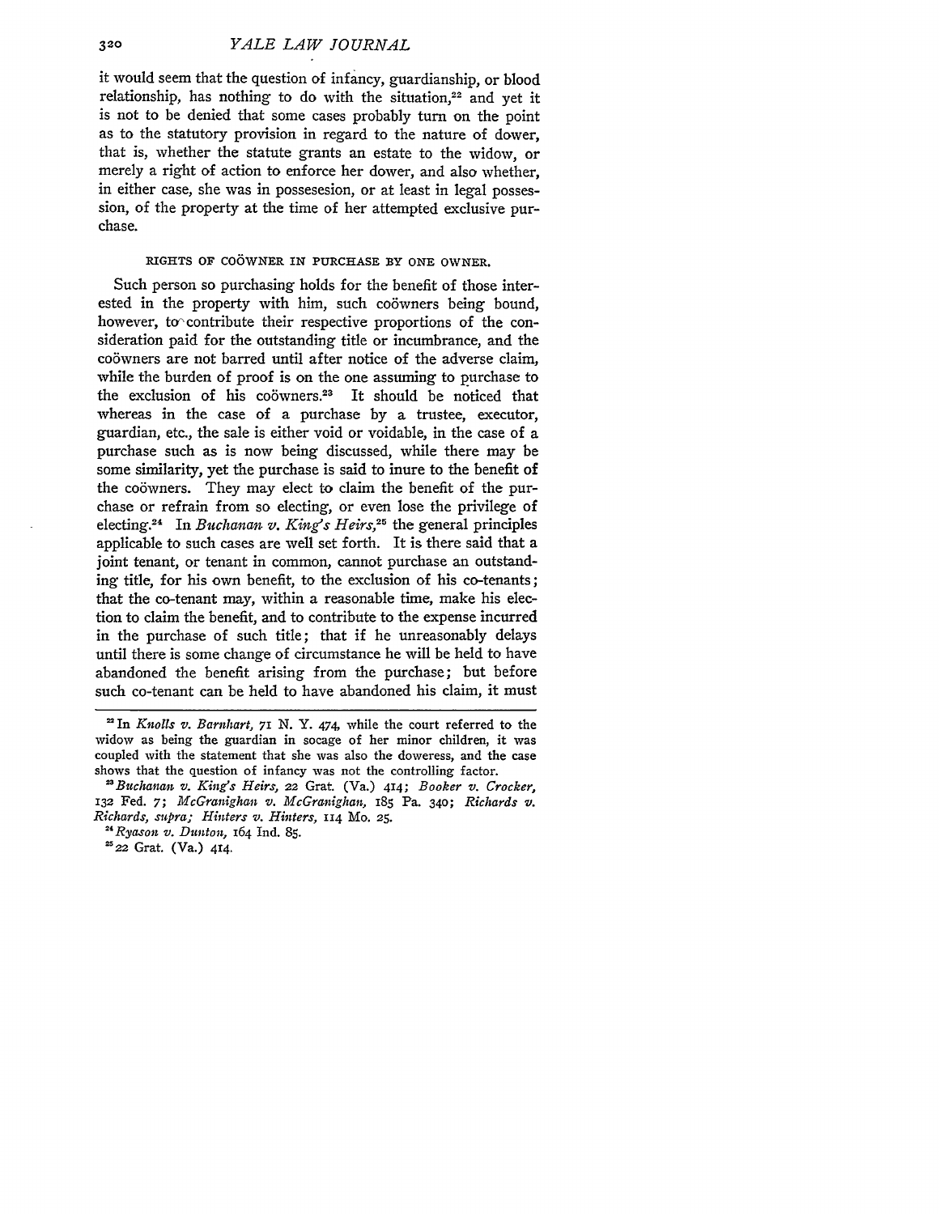it would seem that the question of infancy, guardianship, or blood relationship, has nothing to do with the situation,[22] and yet it is not to be denied that some cases probably turn on the point as to the statutory provision in regard to the nature of dower, that is, whether the statute grants an estate to the widow, or merely a right of action to enforce her dower, and also whether, in either case, she was in possesesion, or at least in legal possession, of the property at the time of her attempted exclusive purchase.

## RIGHTS OF COÖWNER IN PURCHASE BY ONE OWNER.

Such person so purchasing holds for the benefit of those interested in the property with him, such coöwners being bound, however, to contribute their respective proportions of the consideration paid for the outstanding title or incumbrance, and the coöwners are not barred until after notice of the adverse claim, while the burden of proof is on the one assuming to purchase to the exclusion of his coöwners.[23] It should be noticed that whereas in the case of a purchase by a trustee, executor, guardian, etc., the sale is either void or voidable, in the case of a purchase such as is now being discussed, while there may be some similarity, yet the purchase is said to inure to the benefit of the coöwners. They may elect to claim the benefit of the purchase or refrain from so electing, or even lose the privilege of electing.[24] In *Buchanan v. King's Heirs,*[25] the general principles applicable to such cases are well set forth. It is there said that a joint tenant, or tenant in common, cannot purchase an outstanding title, for his own benefit, to the exclusion of his co-tenants; that the co-tenant may, within a reasonable time, make his election to claim the benefit, and to contribute to the expense incurred in the purchase of such title; that if he unreasonably delays until there is some change of circumstance he will be held to have abandoned the benefit arising from the purchase; but before such co-tenant can be held to have abandoned his claim, it must

---

[22] In *Knolls v. Barnhart,* 71 N. Y. 474, while the court referred to the widow as being the guardian in socage of her minor children, it was coupled with the statement that she was also the doweress, and the case shows that the question of infancy was not the controlling factor.

[23] *Buchanan v. King's Heirs,* 22 Grat. (Va.) 414; *Booker v. Crocker,* 132 Fed. 7; *McGranighan v. McGranighan,* 185 Pa. 340; *Richards v. Richards, supra; Hinters v. Hinters,* 114 Mo. 25.

[24] *Ryason v. Dunton,* 164 Ind. 85.

[25] 22 Grat. (Va.) 414.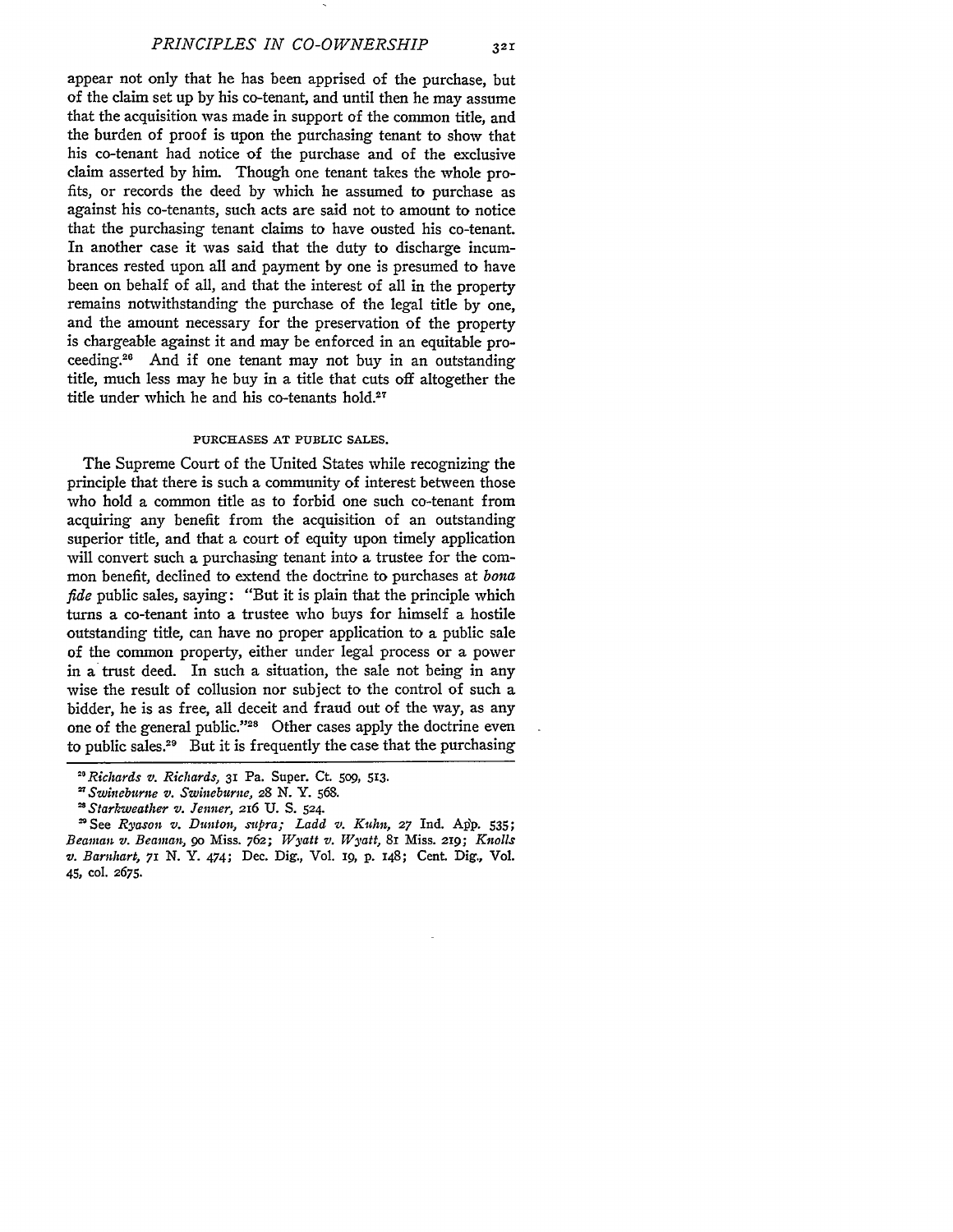appear not only that he has been apprised of the purchase, but of the claim set up by his co-tenant, and until then he may assume that the acquisition was made in support of the common title, and the burden of proof is upon the purchasing tenant to show that his co-tenant had notice of the purchase and of the exclusive claim asserted by him. Though one tenant takes the whole profits, or records the deed by which he assumed to purchase as against his co-tenants, such acts are said not to amount to notice that the purchasing tenant claims to have ousted his co-tenant. In another case it was said that the duty to discharge incumbrances rested upon all and payment by one is presumed to have been on behalf of all, and that the interest of all in the property remains notwithstanding the purchase of the legal title by one, and the amount necessary for the preservation of the property is chargeable against it and may be enforced in an equitable proceeding.[26] And if one tenant may not buy in an outstanding title, much less may he buy in a title that cuts off altogether the title under which he and his co-tenants hold.[27]

### PURCHASES AT PUBLIC SALES.

The Supreme Court of the United States while recognizing the principle that there is such a community of interest between those who hold a common title as to forbid one such co-tenant from acquiring any benefit from the acquisition of an outstanding superior title, and that a court of equity upon timely application will convert such a purchasing tenant into a trustee for the common benefit, declined to extend the doctrine to purchases at *bona fide* public sales, saying: "But it is plain that the principle which turns a co-tenant into a trustee who buys for himself a hostile outstanding title, can have no proper application to a public sale of the common property, either under legal process or a power in a trust deed. In such a situation, the sale not being in any wise the result of collusion nor subject to the control of such a bidder, he is as free, all deceit and fraud out of the way, as any one of the general public."[28] Other cases apply the doctrine even to public sales.[29] But it is frequently the case that the purchasing

---

[26] *Richards v. Richards*, 31 Pa. Super. Ct. 509, 513.

[27] *Swineburne v. Swineburne*, 28 N. Y. 568.

[28] *Starkweather v. Jenner*, 216 U. S. 524.

[29] See *Ryason v. Dunton*, *supra*; *Ladd v. Kuhn*, 27 Ind. App. 535; *Beaman v. Beaman*, 90 Miss. 762; *Wyatt v. Wyatt*, 81 Miss. 219; *Knolls v. Barnhart*, 71 N. Y. 474; Dec. Dig., Vol. 19, p. 148; Cent. Dig., Vol. 45, col. 2675.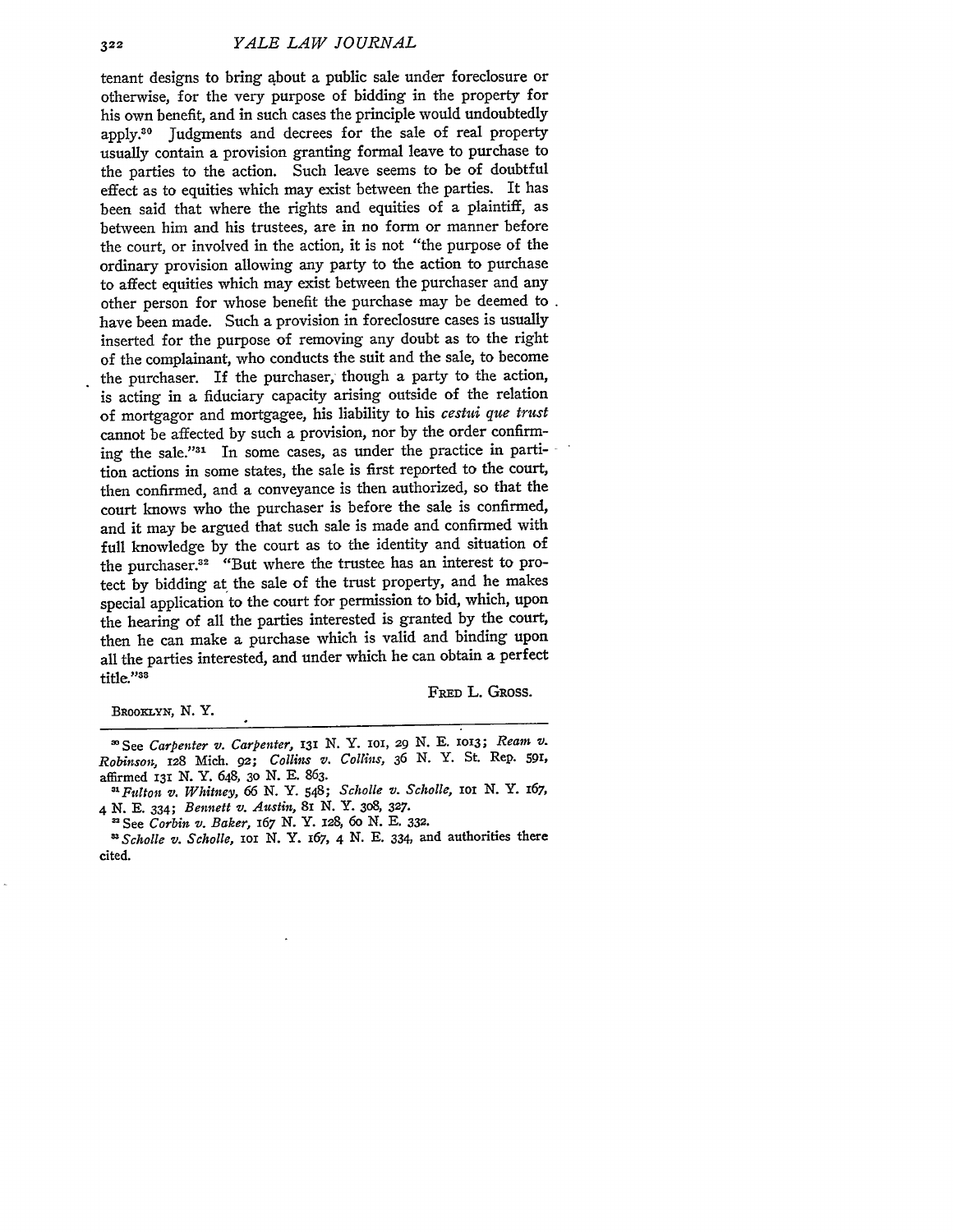tenant designs to bring about a public sale under foreclosure or otherwise, for the very purpose of bidding in the property for his own benefit, and in such cases the principle would undoubtedly apply.[30] Judgments and decrees for the sale of real property usually contain a provision granting formal leave to purchase to the parties to the action. Such leave seems to be of doubtful effect as to equities which may exist between the parties. It has been said that where the rights and equities of a plaintiff, as between him and his trustees, are in no form or manner before the court, or involved in the action, it is not "the purpose of the ordinary provision allowing any party to the action to purchase to affect equities which may exist between the purchaser and any other person for whose benefit the purchase may be deemed to have been made. Such a provision in foreclosure cases is usually inserted for the purpose of removing any doubt as to the right of the complainant, who conducts the suit and the sale, to become the purchaser. If the purchaser, though a party to the action, is acting in a fiduciary capacity arising outside of the relation of mortgagor and mortgagee, his liability to his *cestui que trust* cannot be affected by such a provision, nor by the order confirming the sale."[31] In some cases, as under the practice in partition actions in some states, the sale is first reported to the court, then confirmed, and a conveyance is then authorized, so that the court knows who the purchaser is before the sale is confirmed, and it may be argued that such sale is made and confirmed with full knowledge by the court as to the identity and situation of the purchaser.[32] "But where the trustee has an interest to protect by bidding at the sale of the trust property, and he makes special application to the court for permission to bid, which, upon the hearing of all the parties interested is granted by the court, then he can make a purchase which is valid and binding upon all the parties interested, and under which he can obtain a perfect title."[33]

FRED L. GROSS.

BROOKLYN, N. Y.

---

[30] See *Carpenter v. Carpenter*, 131 N. Y. 101, 29 N. E. 1013; *Ream v. Robinson*, 128 Mich. 92; *Collins v. Collins*, 36 N. Y. St. Rep. 591, affirmed 131 N. Y. 648, 30 N. E. 863.

[31] *Fulton v. Whitney*, 66 N. Y. 548; *Scholle v. Scholle*, 101 N. Y. 167, 4 N. E. 334; *Bennett v. Austin*, 81 N. Y. 308, 327.

[32] See *Corbin v. Baker*, 167 N. Y. 128, 60 N. E. 332.

[33] *Scholle v. Scholle*, 101 N. Y. 167, 4 N. E. 334, and authorities there cited.